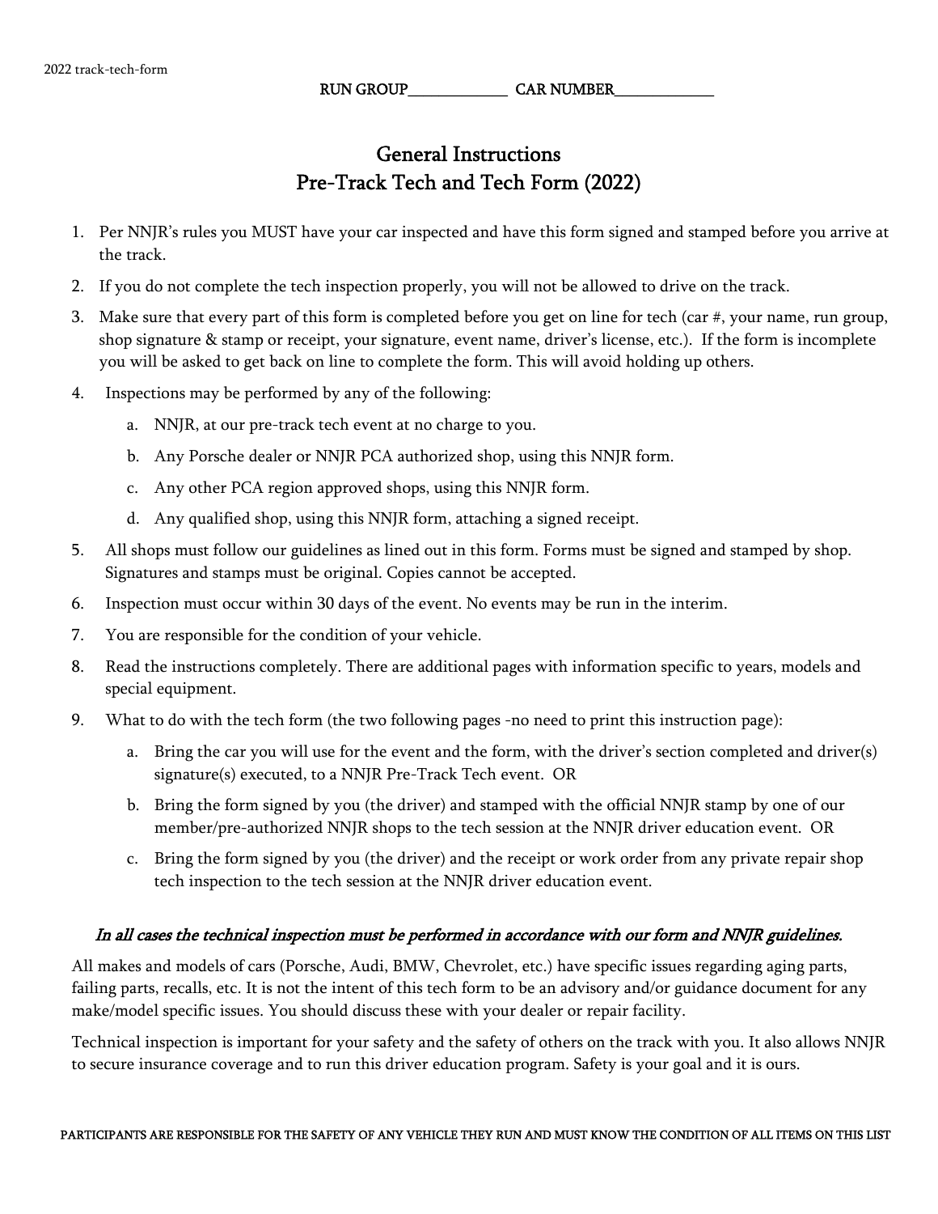2022 track-tech-form

RUN GROUP_____________ CAR NUMBER_____________

# General Instructions
# Pre-Track Tech and Tech Form (2022)

1. Per NNJR's rules you MUST have your car inspected and have this form signed and stamped before you arrive at the track.
2. If you do not complete the tech inspection properly, you will not be allowed to drive on the track.
3. Make sure that every part of this form is completed before you get on line for tech (car #, your name, run group, shop signature & stamp or receipt, your signature, event name, driver's license, etc.). If the form is incomplete you will be asked to get back on line to complete the form. This will avoid holding up others.
4. Inspections may be performed by any of the following:
    a. NNJR, at our pre-track tech event at no charge to you.
    b. Any Porsche dealer or NNJR PCA authorized shop, using this NNJR form.
    c. Any other PCA region approved shops, using this NNJR form.
    d. Any qualified shop, using this NNJR form, attaching a signed receipt.
5. All shops must follow our guidelines as lined out in this form. Forms must be signed and stamped by shop. Signatures and stamps must be original. Copies cannot be accepted.
6. Inspection must occur within 30 days of the event. No events may be run in the interim.
7. You are responsible for the condition of your vehicle.
8. Read the instructions completely. There are additional pages with information specific to years, models and special equipment.
9. What to do with the tech form (the two following pages -no need to print this instruction page):
    a. Bring the car you will use for the event and the form, with the driver's section completed and driver(s) signature(s) executed, to a NNJR Pre-Track Tech event. OR
    b. Bring the form signed by you (the driver) and stamped with the official NNJR stamp by one of our member/pre-authorized NNJR shops to the tech session at the NNJR driver education event. OR
    c. Bring the form signed by you (the driver) and the receipt or work order from any private repair shop tech inspection to the tech session at the NNJR driver education event.

***In all cases the technical inspection must be performed in accordance with our form and NNJR guidelines.***

All makes and models of cars (Porsche, Audi, BMW, Chevrolet, etc.) have specific issues regarding aging parts, failing parts, recalls, etc. It is not the intent of this tech form to be an advisory and/or guidance document for any make/model specific issues. You should discuss these with your dealer or repair facility.

Technical inspection is important for your safety and the safety of others on the track with you. It also allows NNJR to secure insurance coverage and to run this driver education program. Safety is your goal and it is ours.

PARTICIPANTS ARE RESPONSIBLE FOR THE SAFETY OF ANY VEHICLE THEY RUN AND MUST KNOW THE CONDITION OF ALL ITEMS ON THIS LIST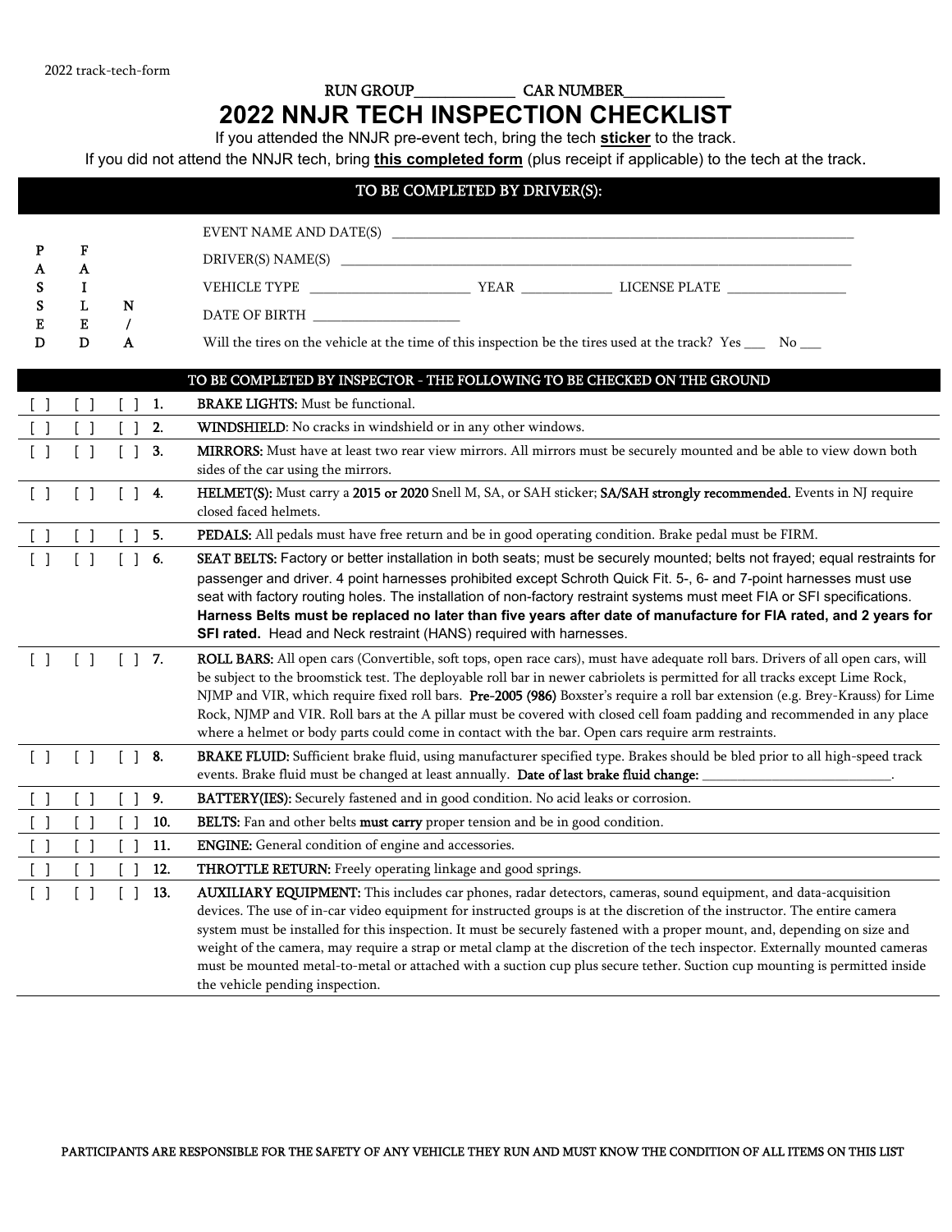2022 track-tech-form

RUN GROUP____________ CAR NUMBER____________

# 2022 NNJR TECH INSPECTION CHECKLIST

If you attended the NNJR pre-event tech, bring the tech **sticker** to the track.

If you did not attend the NNJR tech, bring **this completed form** (plus receipt if applicable) to the tech at the track.

## TO BE COMPLETED BY DRIVER(S):

EVENT NAME AND DATE(S) ____________________________________________

DRIVER(S) NAME(S) ____________________________________________

VEHICLE TYPE ____________________ YEAR ____________ LICENSE PLATE ________________

DATE OF BIRTH ____________________

Will the tires on the vehicle at the time of this inspection be the tires used at the track? Yes ___ No ___

## TO BE COMPLETED BY INSPECTOR - THE FOLLOWING TO BE CHECKED ON THE GROUND

| PASSED | FAILED | N/A | # | Item |
|---|---|---|---|---|
| [ ] | [ ] | [ ] | 1. | **BRAKE LIGHTS:** Must be functional. |
| [ ] | [ ] | [ ] | 2. | **WINDSHIELD**: No cracks in windshield or in any other windows. |
| [ ] | [ ] | [ ] | 3. | **MIRRORS:** Must have at least two rear view mirrors. All mirrors must be securely mounted and be able to view down both sides of the car using the mirrors. |
| [ ] | [ ] | [ ] | 4. | **HELMET(S):** Must carry a **2015 or 2020** Snell M, SA, or SAH sticker; **SA/SAH strongly recommended.** Events in NJ require closed faced helmets. |
| [ ] | [ ] | [ ] | 5. | **PEDALS:** All pedals must have free return and be in good operating condition. Brake pedal must be FIRM. |
| [ ] | [ ] | [ ] | 6. | **SEAT BELTS:** Factory or better installation in both seats; must be securely mounted; belts not frayed; equal restraints for passenger and driver. 4 point harnesses prohibited except Schroth Quick Fit. 5-, 6- and 7-point harnesses must use seat with factory routing holes. The installation of non-factory restraint systems must meet FIA or SFI specifications. **Harness Belts must be replaced no later than five years after date of manufacture for FIA rated, and 2 years for SFI rated.** Head and Neck restraint (HANS) required with harnesses. |
| [ ] | [ ] | [ ] | 7. | **ROLL BARS:** All open cars (Convertible, soft tops, open race cars), must have adequate roll bars. Drivers of all open cars, will be subject to the broomstick test. The deployable roll bar in newer cabriolets is permitted for all tracks except Lime Rock, NJMP and VIR, which require fixed roll bars. **Pre-2005 (986)** Boxster's require a roll bar extension (e.g. Brey-Krauss) for Lime Rock, NJMP and VIR. Roll bars at the A pillar must be covered with closed cell foam padding and recommended in any place where a helmet or body parts could come in contact with the bar. Open cars require arm restraints. |
| [ ] | [ ] | [ ] | 8. | **BRAKE FLUID:** Sufficient brake fluid, using manufacturer specified type. Brakes should be bled prior to all high-speed track events. Brake fluid must be changed at least annually. **Date of last brake fluid change:** ________________________. |
| [ ] | [ ] | [ ] | 9. | **BATTERY(IES):** Securely fastened and in good condition. No acid leaks or corrosion. |
| [ ] | [ ] | [ ] | 10. | **BELTS:** Fan and other belts **must carry** proper tension and be in good condition. |
| [ ] | [ ] | [ ] | 11. | **ENGINE:** General condition of engine and accessories. |
| [ ] | [ ] | [ ] | 12. | **THROTTLE RETURN:** Freely operating linkage and good springs. |
| [ ] | [ ] | [ ] | 13. | **AUXILIARY EQUIPMENT:** This includes car phones, radar detectors, cameras, sound equipment, and data-acquisition devices. The use of in-car video equipment for instructed groups is at the discretion of the instructor. The entire camera system must be installed for this inspection. It must be securely fastened with a proper mount, and, depending on size and weight of the camera, may require a strap or metal clamp at the discretion of the tech inspector. Externally mounted cameras must be mounted metal-to-metal or attached with a suction cup plus secure tether. Suction cup mounting is permitted inside the vehicle pending inspection. |

PARTICIPANTS ARE RESPONSIBLE FOR THE SAFETY OF ANY VEHICLE THEY RUN AND MUST KNOW THE CONDITION OF ALL ITEMS ON THIS LIST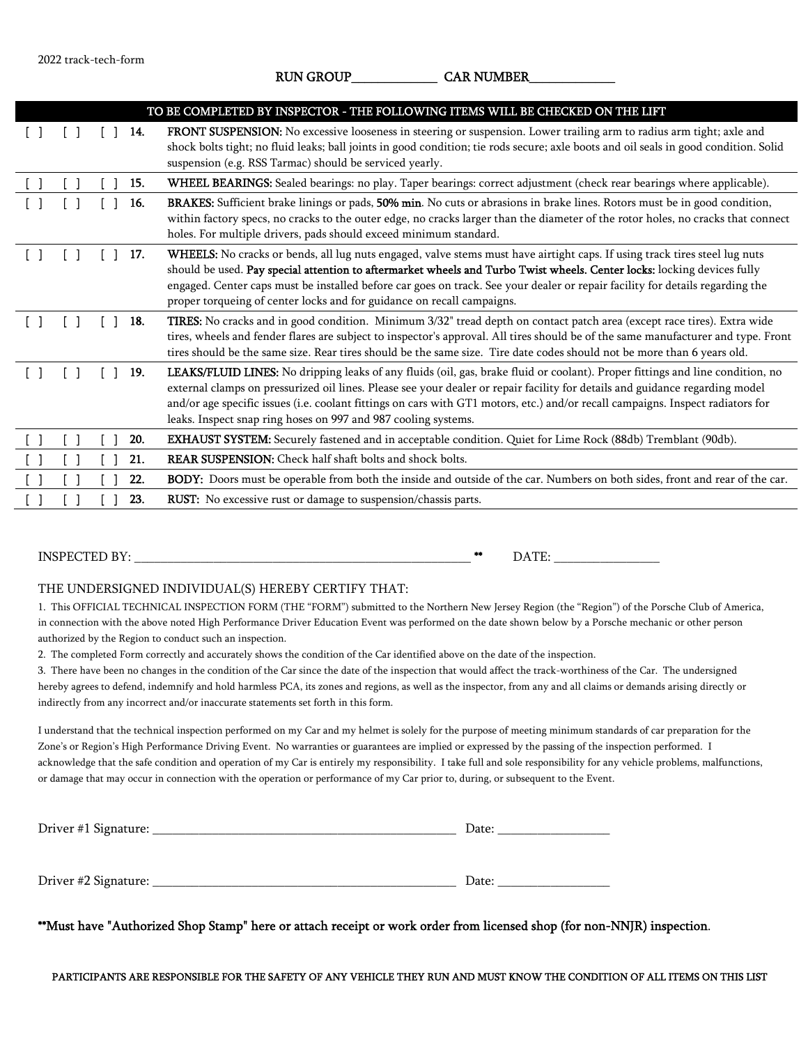2022 track-tech-form

RUN GROUP______________ CAR NUMBER______________

| TO BE COMPLETED BY INSPECTOR - THE FOLLOWING ITEMS WILL BE CHECKED ON THE LIFT | | | | |
|---|---|---|---|---|
| [ ] | [ ] | [ ] | 14. | **FRONT SUSPENSION:** No excessive looseness in steering or suspension. Lower trailing arm to radius arm tight; axle and shock bolts tight; no fluid leaks; ball joints in good condition; tie rods secure; axle boots and oil seals in good condition. Solid suspension (e.g. RSS Tarmac) should be serviced yearly. |
| [ ] | [ ] | [ ] | 15. | **WHEEL BEARINGS:** Sealed bearings: no play. Taper bearings: correct adjustment (check rear bearings where applicable). |
| [ ] | [ ] | [ ] | 16. | **BRAKES:** Sufficient brake linings or pads, **50% min**. No cuts or abrasions in brake lines. Rotors must be in good condition, within factory specs, no cracks to the outer edge, no cracks larger than the diameter of the rotor holes, no cracks that connect holes. For multiple drivers, pads should exceed minimum standard. |
| [ ] | [ ] | [ ] | 17. | **WHEELS:** No cracks or bends, all lug nuts engaged, valve stems must have airtight caps. If using track tires steel lug nuts should be used. **Pay special attention to aftermarket wheels and Turbo Twist wheels. Center locks:** locking devices fully engaged. Center caps must be installed before car goes on track. See your dealer or repair facility for details regarding the proper torqueing of center locks and for guidance on recall campaigns. |
| [ ] | [ ] | [ ] | 18. | **TIRES:** No cracks and in good condition. Minimum 3/32" tread depth on contact patch area (except race tires). Extra wide tires, wheels and fender flares are subject to inspector's approval. All tires should be of the same manufacturer and type. Front tires should be the same size. Rear tires should be the same size. Tire date codes should not be more than 6 years old. |
| [ ] | [ ] | [ ] | 19. | **LEAKS/FLUID LINES:** No dripping leaks of any fluids (oil, gas, brake fluid or coolant). Proper fittings and line condition, no external clamps on pressurized oil lines. Please see your dealer or repair facility for details and guidance regarding model and/or age specific issues (i.e. coolant fittings on cars with GT1 motors, etc.) and/or recall campaigns. Inspect radiators for leaks. Inspect snap ring hoses on 997 and 987 cooling systems. |
| [ ] | [ ] | [ ] | 20. | **EXHAUST SYSTEM:** Securely fastened and in acceptable condition. Quiet for Lime Rock (88db) Tremblant (90db). |
| [ ] | [ ] | [ ] | 21. | **REAR SUSPENSION:** Check half shaft bolts and shock bolts. |
| [ ] | [ ] | [ ] | 22. | **BODY:** Doors must be operable from both the inside and outside of the car. Numbers on both sides, front and rear of the car. |
| [ ] | [ ] | [ ] | 23. | **RUST:** No excessive rust or damage to suspension/chassis parts. |

INSPECTED BY: ____________________________________________ ** DATE: ________________

THE UNDERSIGNED INDIVIDUAL(S) HEREBY CERTIFY THAT:

1. This OFFICIAL TECHNICAL INSPECTION FORM (THE "FORM") submitted to the Northern New Jersey Region (the "Region") of the Porsche Club of America, in connection with the above noted High Performance Driver Education Event was performed on the date shown below by a Porsche mechanic or other person authorized by the Region to conduct such an inspection.
2. The completed Form correctly and accurately shows the condition of the Car identified above on the date of the inspection.
3. There have been no changes in the condition of the Car since the date of the inspection that would affect the track-worthiness of the Car. The undersigned hereby agrees to defend, indemnify and hold harmless PCA, its zones and regions, as well as the inspector, from any and all claims or demands arising directly or indirectly from any incorrect and/or inaccurate statements set forth in this form.

I understand that the technical inspection performed on my Car and my helmet is solely for the purpose of meeting minimum standards of car preparation for the Zone's or Region's High Performance Driving Event. No warranties or guarantees are implied or expressed by the passing of the inspection performed. I acknowledge that the safe condition and operation of my Car is entirely my responsibility. I take full and sole responsibility for any vehicle problems, malfunctions, or damage that may occur in connection with the operation or performance of my Car prior to, during, or subsequent to the Event.

Driver #1 Signature: ____________________________________________ Date: _________________

Driver #2 Signature: ____________________________________________ Date: _________________

**Must have "Authorized Shop Stamp" here or attach receipt or work order from licensed shop (for non-NNJR) inspection.

PARTICIPANTS ARE RESPONSIBLE FOR THE SAFETY OF ANY VEHICLE THEY RUN AND MUST KNOW THE CONDITION OF ALL ITEMS ON THIS LIST